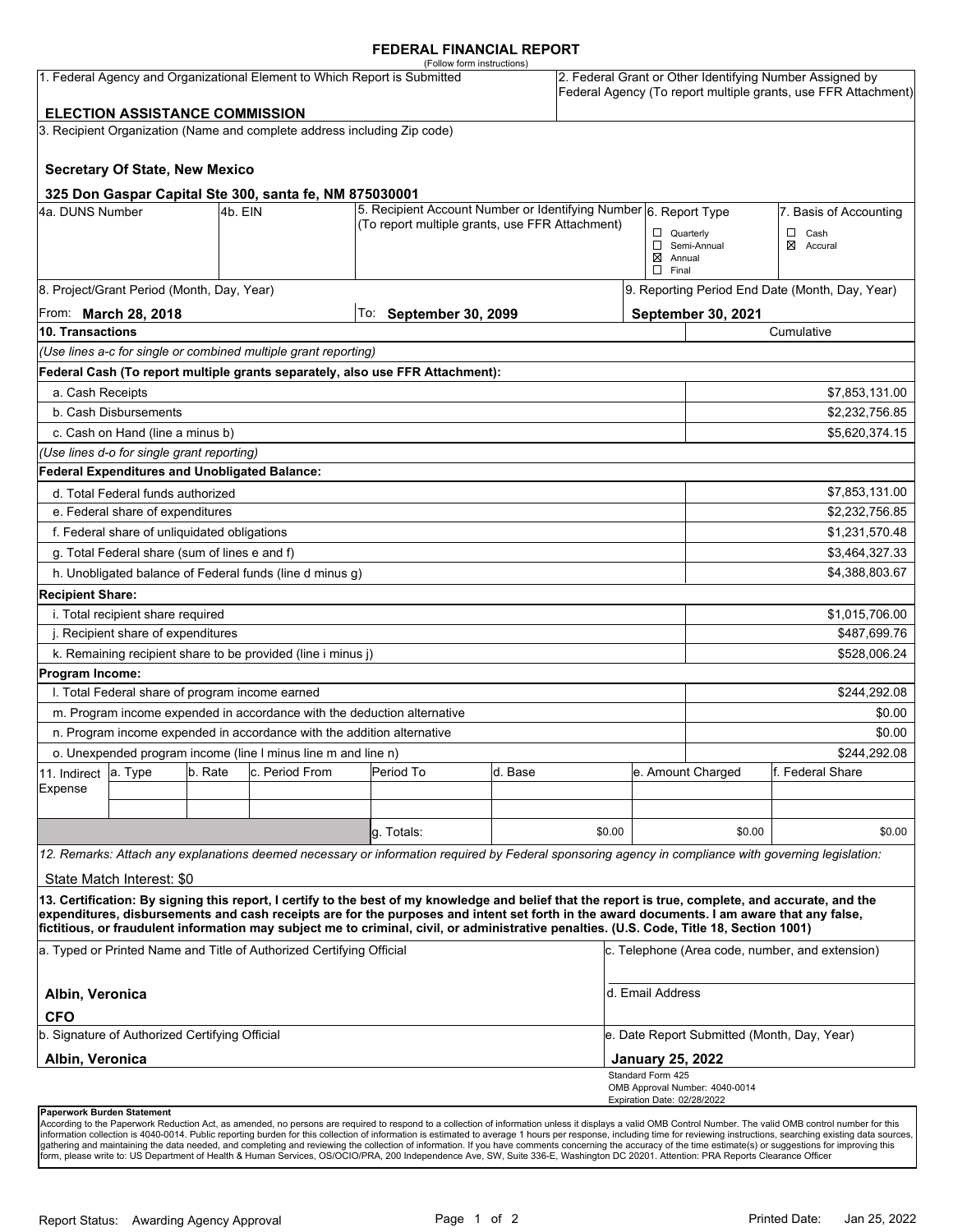# FEDERAL FINANCIAL REPORT

(Follow form instructions)

| 1. Federal Agency and Organizational Element to Which Report is Submitted | 2. Federal Grant or Other Identifying Number Assigned by Federal Agency (To report multiple grants, use FFR Attachment) |
|---|---|
| **ELECTION ASSISTANCE COMMISSION** | |

**3. Recipient Organization (Name and complete address including Zip code)**

**Secretary Of State, New Mexico**

**325 Don Gaspar Capital Ste 300, santa fe, NM 875030001**

| 4a. DUNS Number | 4b. EIN | 5. Recipient Account Number or Identifying Number (To report multiple grants, use FFR Attachment) | 6. Report Type | 7. Basis of Accounting |
|---|---|---|---|---|
| | | | ☐ Quarterly<br>☐ Semi-Annual<br>☒ Annual<br>☐ Final | ☐ Cash<br>☒ Accural |

| 8. Project/Grant Period (Month, Day, Year) | | 9. Reporting Period End Date (Month, Day, Year) |
|---|---|---|
| From: **March 28, 2018** | To: **September 30, 2099** | **September 30, 2021** |

| **10. Transactions** | Cumulative |
|---|---|
| *(Use lines a-c for single or combined multiple grant reporting)* | |
| **Federal Cash (To report multiple grants separately, also use FFR Attachment):** | |
| a. Cash Receipts | $7,853,131.00 |
| b. Cash Disbursements | $2,232,756.85 |
| c. Cash on Hand (line a minus b) | $5,620,374.15 |
| *(Use lines d-o for single grant reporting)* | |
| **Federal Expenditures and Unobligated Balance:** | |
| d. Total Federal funds authorized | $7,853,131.00 |
| e. Federal share of expenditures | $2,232,756.85 |
| f. Federal share of unliquidated obligations | $1,231,570.48 |
| g. Total Federal share (sum of lines e and f) | $3,464,327.33 |
| h. Unobligated balance of Federal funds (line d minus g) | $4,388,803.67 |
| **Recipient Share:** | |
| i. Total recipient share required | $1,015,706.00 |
| j. Recipient share of expenditures | $487,699.76 |
| k. Remaining recipient share to be provided (line i minus j) | $528,006.24 |
| **Program Income:** | |
| l. Total Federal share of program income earned | $244,292.08 |
| m. Program income expended in accordance with the deduction alternative | $0.00 |
| n. Program income expended in accordance with the addition alternative | $0.00 |
| o. Unexpended program income (line l minus line m and line n) | $244,292.08 |

| 11. Indirect Expense | a. Type | b. Rate | c. Period From | Period To | d. Base | e. Amount Charged | f. Federal Share |
|---|---|---|---|---|---|---|---|
| | | | | | | | |
| | | | | | | | |
| | | | | g. Totals: | $0.00 | $0.00 | $0.00 |

*12. Remarks: Attach any explanations deemed necessary or information required by Federal sponsoring agency in compliance with governing legislation:*

State Match Interest: $0

**13. Certification: By signing this report, I certify to the best of my knowledge and belief that the report is true, complete, and accurate, and the expenditures, disbursements and cash receipts are for the purposes and intent set forth in the award documents. I am aware that any false, fictitious, or fraudulent information may subject me to criminal, civil, or administrative penalties. (U.S. Code, Title 18, Section 1001)**

| a. Typed or Printed Name and Title of Authorized Certifying Official | c. Telephone (Area code, number, and extension) |
|---|---|
| **Albin, Veronica**<br>**CFO** | d. Email Address |
| b. Signature of Authorized Certifying Official | e. Date Report Submitted (Month, Day, Year) |
| **Albin, Veronica** | **January 25, 2022** |

Standard Form 425
OMB Approval Number: 4040-0014
Expiration Date: 02/28/2022

**Paperwork Burden Statement**

According to the Paperwork Reduction Act, as amended, no persons are required to respond to a collection of information unless it displays a valid OMB Control Number. The valid OMB control number for this information collection is 4040-0014. Public reporting burden for this collection of information is estimated to average 1 hours per response, including time for reviewing instructions, searching existing data sources, gathering and maintaining the data needed, and completing and reviewing the collection of information. If you have comments concerning the accuracy of the time estimate(s) or suggestions for improving this form, please write to: US Department of Health & Human Services, OS/OCIO/PRA, 200 Independence Ave, SW, Suite 336-E, Washington DC 20201. Attention: PRA Reports Clearance Officer

Report Status: Awarding Agency Approval

Printed Date: Jan 25, 2022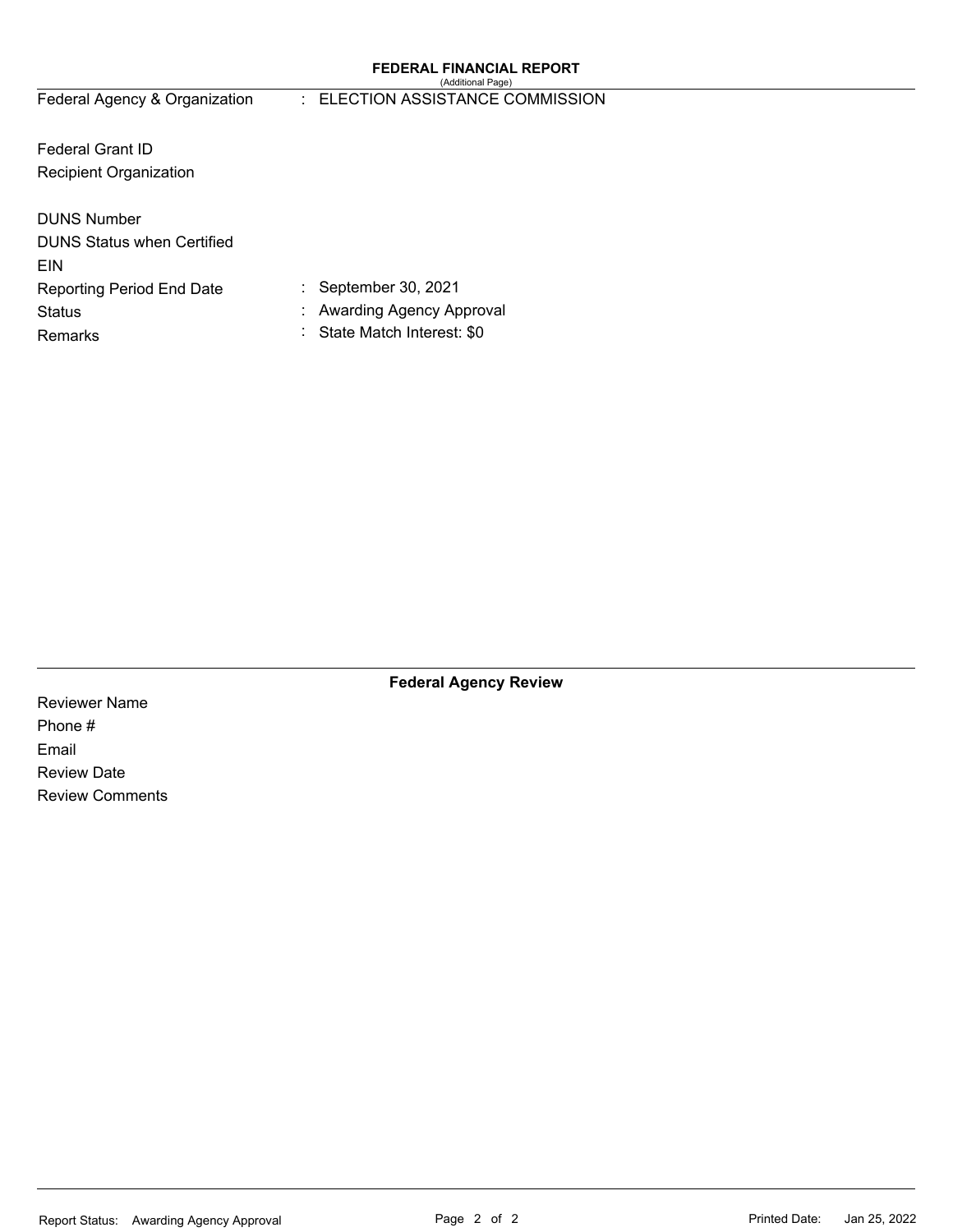**FEDERAL FINANCIAL REPORT**
(Additional Page)

| | |
|---|---|
| Federal Agency & Organization | : ELECTION ASSISTANCE COMMISSION |
| Federal Grant ID | |
| Recipient Organization | |
| DUNS Number | |
| DUNS Status when Certified | |
| EIN | |
| Reporting Period End Date | : September 30, 2021 |
| Status | : Awarding Agency Approval |
| Remarks | : State Match Interest: $0 |

**Federal Agency Review**

| | |
|---|---|
| Reviewer Name | |
| Phone # | |
| Email | |
| Review Date | |
| Review Comments | |

Report Status: Awarding Agency Approval

Printed Date: Jan 25, 2022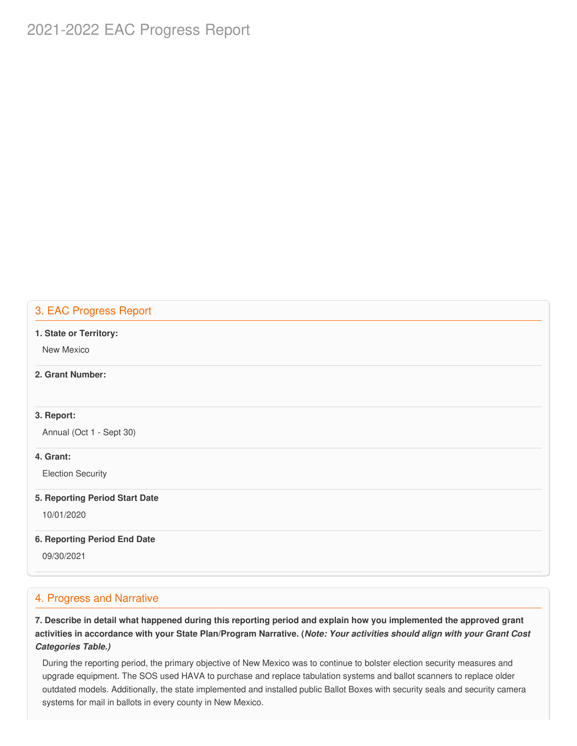## 3. EAC Progress Report

**1. State or Territory:**

New Mexico

**2. Grant Number:**

**3. Report:**

Annual (Oct 1 - Sept 30)

**4. Grant:**

Election Security

**5. Reporting Period Start Date**

10/01/2020

**6. Reporting Period End Date**

09/30/2021

## 4. Progress and Narrative

**7. Describe in detail what happened during this reporting period and explain how you implemented the approved grant activities in accordance with your State Plan/Program Narrative. (*Note: Your activities should align with your Grant Cost Categories Table.)***

During the reporting period, the primary objective of New Mexico was to continue to bolster election security measures and upgrade equipment. The SOS used HAVA to purchase and replace tabulation systems and ballot scanners to replace older outdated models. Additionally, the state implemented and installed public Ballot Boxes with security seals and security camera systems for mail in ballots in every county in New Mexico.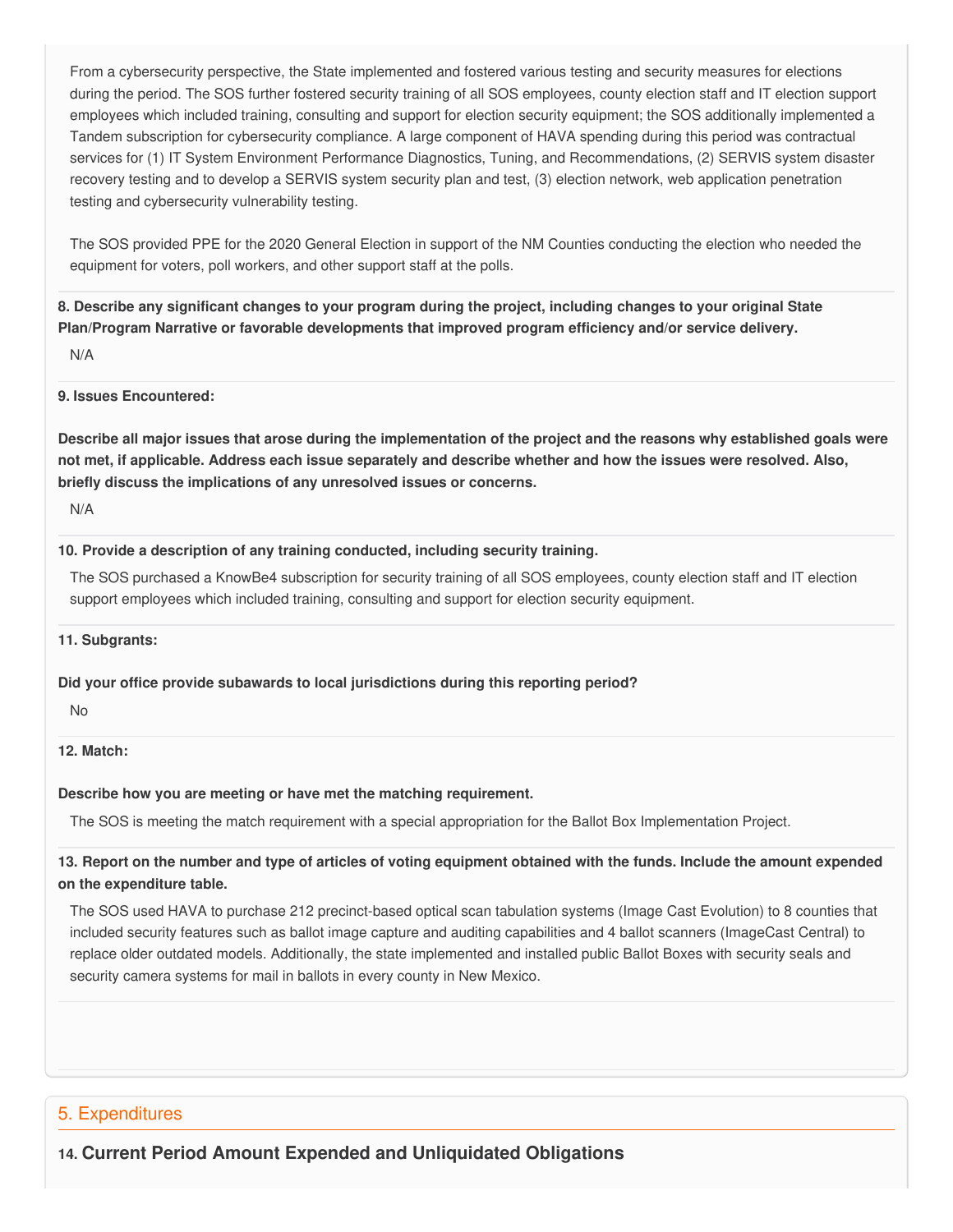From a cybersecurity perspective, the State implemented and fostered various testing and security measures for elections during the period. The SOS further fostered security training of all SOS employees, county election staff and IT election support employees which included training, consulting and support for election security equipment; the SOS additionally implemented a Tandem subscription for cybersecurity compliance. A large component of HAVA spending during this period was contractual services for (1) IT System Environment Performance Diagnostics, Tuning, and Recommendations, (2) SERVIS system disaster recovery testing and to develop a SERVIS system security plan and test, (3) election network, web application penetration testing and cybersecurity vulnerability testing.

The SOS provided PPE for the 2020 General Election in support of the NM Counties conducting the election who needed the equipment for voters, poll workers, and other support staff at the polls.

**8. Describe any significant changes to your program during the project, including changes to your original State Plan/Program Narrative or favorable developments that improved program efficiency and/or service delivery.**

N/A

**9. Issues Encountered:**

**Describe all major issues that arose during the implementation of the project and the reasons why established goals were not met, if applicable. Address each issue separately and describe whether and how the issues were resolved. Also, briefly discuss the implications of any unresolved issues or concerns.**

N/A

**10. Provide a description of any training conducted, including security training.**

The SOS purchased a KnowBe4 subscription for security training of all SOS employees, county election staff and IT election support employees which included training, consulting and support for election security equipment.

**11. Subgrants:**

**Did your office provide subawards to local jurisdictions during this reporting period?**

No

**12. Match:**

**Describe how you are meeting or have met the matching requirement.**

The SOS is meeting the match requirement with a special appropriation for the Ballot Box Implementation Project.

**13. Report on the number and type of articles of voting equipment obtained with the funds. Include the amount expended on the expenditure table.**

The SOS used HAVA to purchase 212 precinct-based optical scan tabulation systems (Image Cast Evolution) to 8 counties that included security features such as ballot image capture and auditing capabilities and 4 ballot scanners (ImageCast Central) to replace older outdated models. Additionally, the state implemented and installed public Ballot Boxes with security seals and security camera systems for mail in ballots in every county in New Mexico.

## 5. Expenditures

### 14. Current Period Amount Expended and Unliquidated Obligations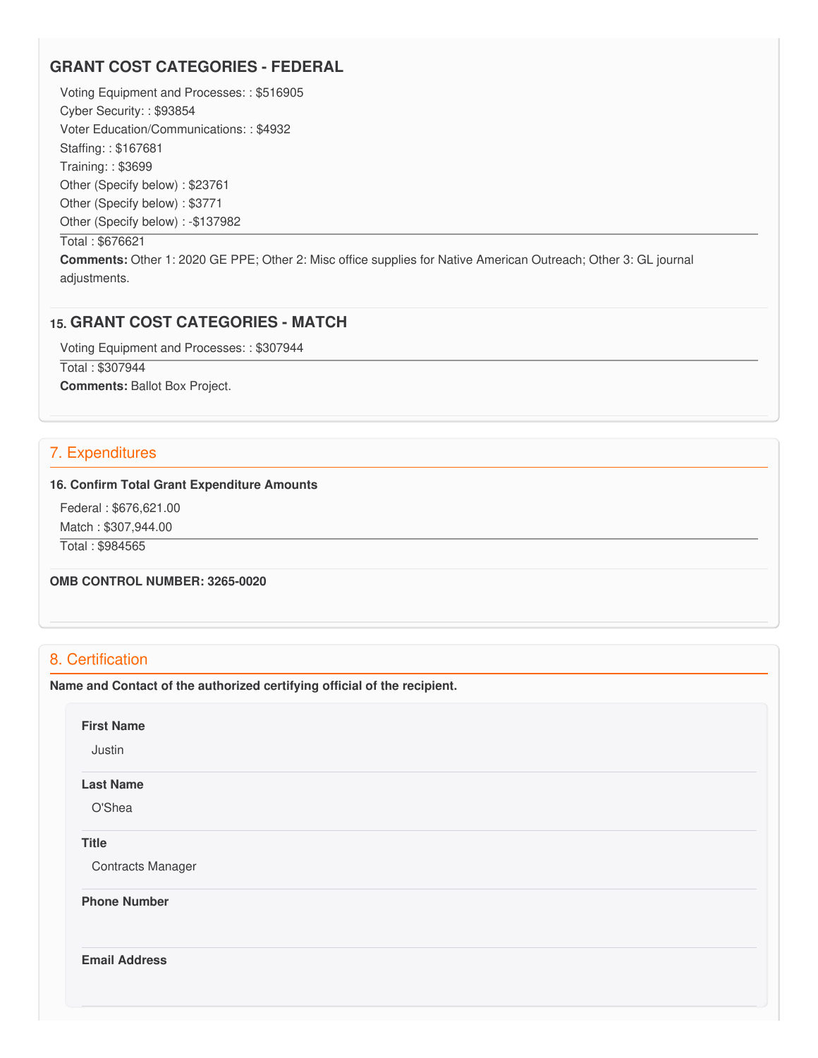### GRANT COST CATEGORIES - FEDERAL

Voting Equipment and Processes: : $516905
Cyber Security: : $93854
Voter Education/Communications: : $4932
Staffing: : $167681
Training: : $3699
Other (Specify below) : $23761
Other (Specify below) : $3771
Other (Specify below) : -$137982

Total : $676621

**Comments:** Other 1: 2020 GE PPE; Other 2: Misc office supplies for Native American Outreach; Other 3: GL journal adjustments.

### 15. GRANT COST CATEGORIES - MATCH

Voting Equipment and Processes: : $307944

Total : $307944

**Comments:** Ballot Box Project.

## 7. Expenditures

**16. Confirm Total Grant Expenditure Amounts**

Federal : $676,621.00
Match : $307,944.00

Total : $984565

**OMB CONTROL NUMBER: 3265-0020**

## 8. Certification

**Name and Contact of the authorized certifying official of the recipient.**

**First Name**

Justin

**Last Name**

O'Shea

**Title**

Contracts Manager

**Phone Number**

**Email Address**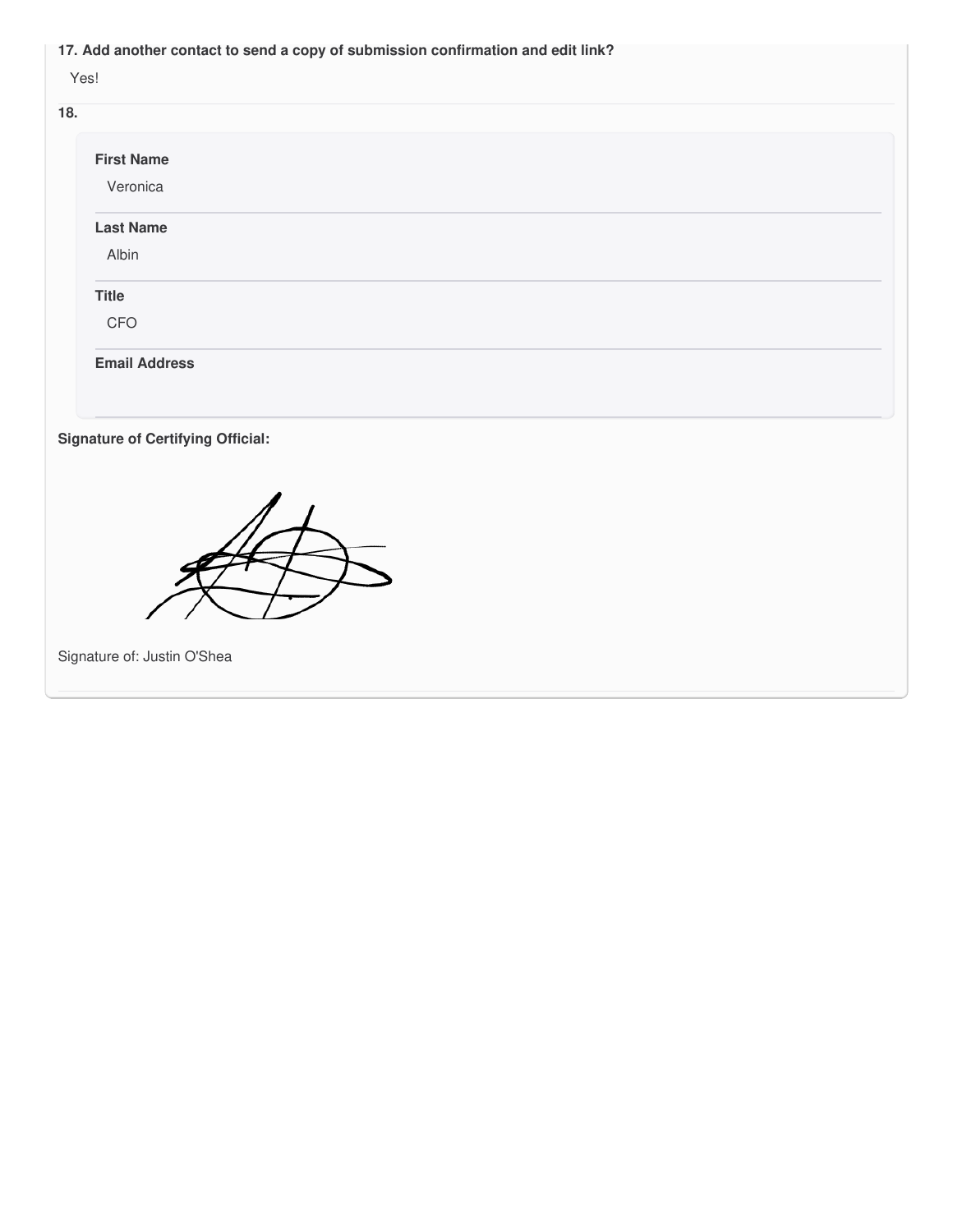**17. Add another contact to send a copy of submission confirmation and edit link?**

Yes!

**18.**

**First Name**

Veronica

**Last Name**

Albin

**Title**

CFO

**Email Address**

**Signature of Certifying Official:**

Signature of: Justin O'Shea